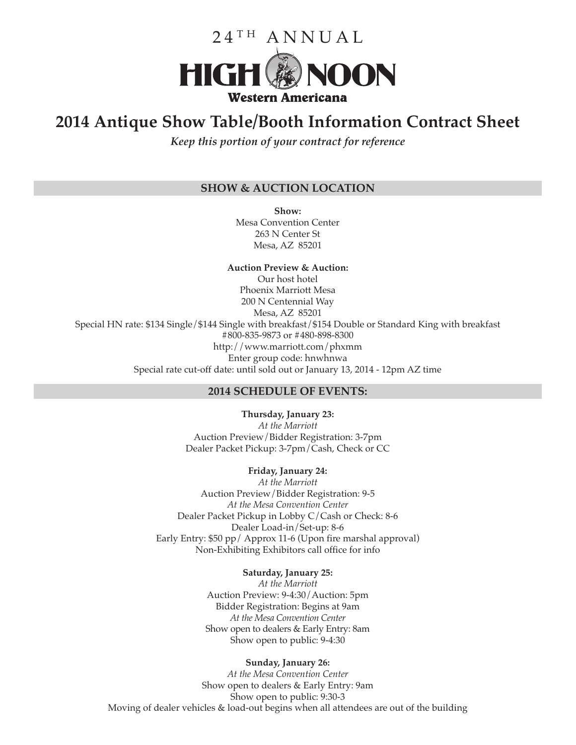24TH ANNUAL

# HIGH NOON

Western Americana

# 2014 Antique Show Table/Booth Information Contract Sheet

*Keep this portion of your contract for reference*

## SHOW & AUCTION LOCATION

**Show:**
Mesa Convention Center
263 N Center St
Mesa, AZ 85201

**Auction Preview & Auction:**
Our host hotel
Phoenix Marriott Mesa
200 N Centennial Way
Mesa, AZ 85201
Special HN rate: $134 Single/$144 Single with breakfast/$154 Double or Standard King with breakfast
#800-835-9873 or #480-898-8300
http://www.marriott.com/phxmm
Enter group code: hnwhnwa
Special rate cut-off date: until sold out or January 13, 2014 - 12pm AZ time

## 2014 SCHEDULE OF EVENTS:

**Thursday, January 23:**
*At the Marriott*
Auction Preview/Bidder Registration: 3-7pm
Dealer Packet Pickup: 3-7pm/Cash, Check or CC

**Friday, January 24:**
*At the Marriott*
Auction Preview/Bidder Registration: 9-5
*At the Mesa Convention Center*
Dealer Packet Pickup in Lobby C/Cash or Check: 8-6
Dealer Load-in/Set-up: 8-6
Early Entry: $50 pp/ Approx 11-6 (Upon fire marshal approval)
Non-Exhibiting Exhibitors call office for info

**Saturday, January 25:**
*At the Marriott*
Auction Preview: 9-4:30/Auction: 5pm
Bidder Registration: Begins at 9am
*At the Mesa Convention Center*
Show open to dealers & Early Entry: 8am
Show open to public: 9-4:30

**Sunday, January 26:**
*At the Mesa Convention Center*
Show open to dealers & Early Entry: 9am
Show open to public: 9:30-3
Moving of dealer vehicles & load-out begins when all attendees are out of the building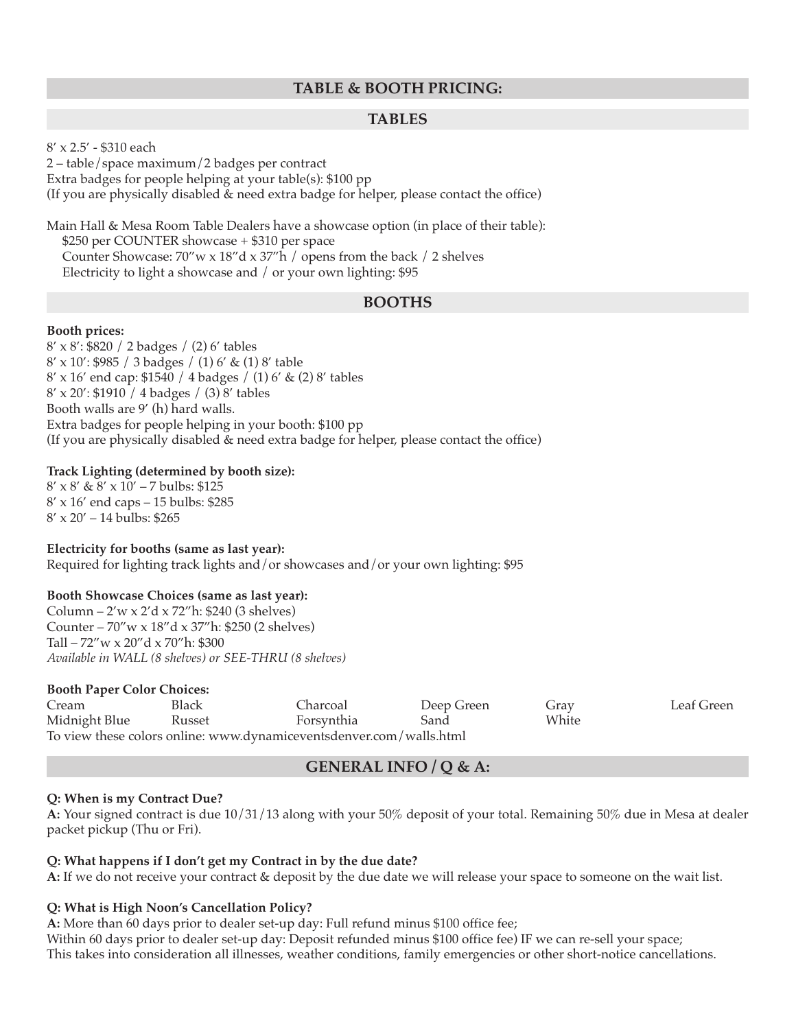## TABLE & BOOTH PRICING:

### TABLES

8′ x 2.5′ - $310 each
2 – table/space maximum/2 badges per contract
Extra badges for people helping at your table(s): $100 pp
(If you are physically disabled & need extra badge for helper, please contact the office)

Main Hall & Mesa Room Table Dealers have a showcase option (in place of their table):
$250 per COUNTER showcase + $310 per space
Counter Showcase: 70″w x 18″d x 37″h / opens from the back / 2 shelves
Electricity to light a showcase and / or your own lighting: $95

### BOOTHS

**Booth prices:**
8′ x 8′: $820 / 2 badges / (2) 6′ tables
8′ x 10′: $985 / 3 badges / (1) 6′ & (1) 8′ table
8′ x 16′ end cap: $1540 / 4 badges / (1) 6′ & (2) 8′ tables
8′ x 20′: $1910 / 4 badges / (3) 8′ tables
Booth walls are 9′ (h) hard walls.
Extra badges for people helping in your booth: $100 pp
(If you are physically disabled & need extra badge for helper, please contact the office)

**Track Lighting (determined by booth size):**
8′ x 8′ & 8′ x 10′ – 7 bulbs: $125
8′ x 16′ end caps – 15 bulbs: $285
8′ x 20′ – 14 bulbs: $265

**Electricity for booths (same as last year):**
Required for lighting track lights and/or showcases and/or your own lighting: $95

**Booth Showcase Choices (same as last year):**
Column – 2′w x 2′d x 72″h: $240 (3 shelves)
Counter – 70″w x 18″d x 37″h: $250 (2 shelves)
Tall – 72″w x 20″d x 70″h: $300
*Available in WALL (8 shelves) or SEE-THRU (8 shelves)*

**Booth Paper Color Choices:**

| Cream | Black | Charcoal | Deep Green | Gray | Leaf Green |
|---|---|---|---|---|---|
| Midnight Blue | Russet | Forsynthia | Sand | White | |

To view these colors online: www.dynamiceventsdenver.com/walls.html

## GENERAL INFO / Q & A:

**Q: When is my Contract Due?**
**A:** Your signed contract is due 10/31/13 along with your 50% deposit of your total. Remaining 50% due in Mesa at dealer packet pickup (Thu or Fri).

**Q: What happens if I don't get my Contract in by the due date?**
**A:** If we do not receive your contract & deposit by the due date we will release your space to someone on the wait list.

**Q: What is High Noon's Cancellation Policy?**
**A:** More than 60 days prior to dealer set-up day: Full refund minus $100 office fee;
Within 60 days prior to dealer set-up day: Deposit refunded minus $100 office fee) IF we can re-sell your space;
This takes into consideration all illnesses, weather conditions, family emergencies or other short-notice cancellations.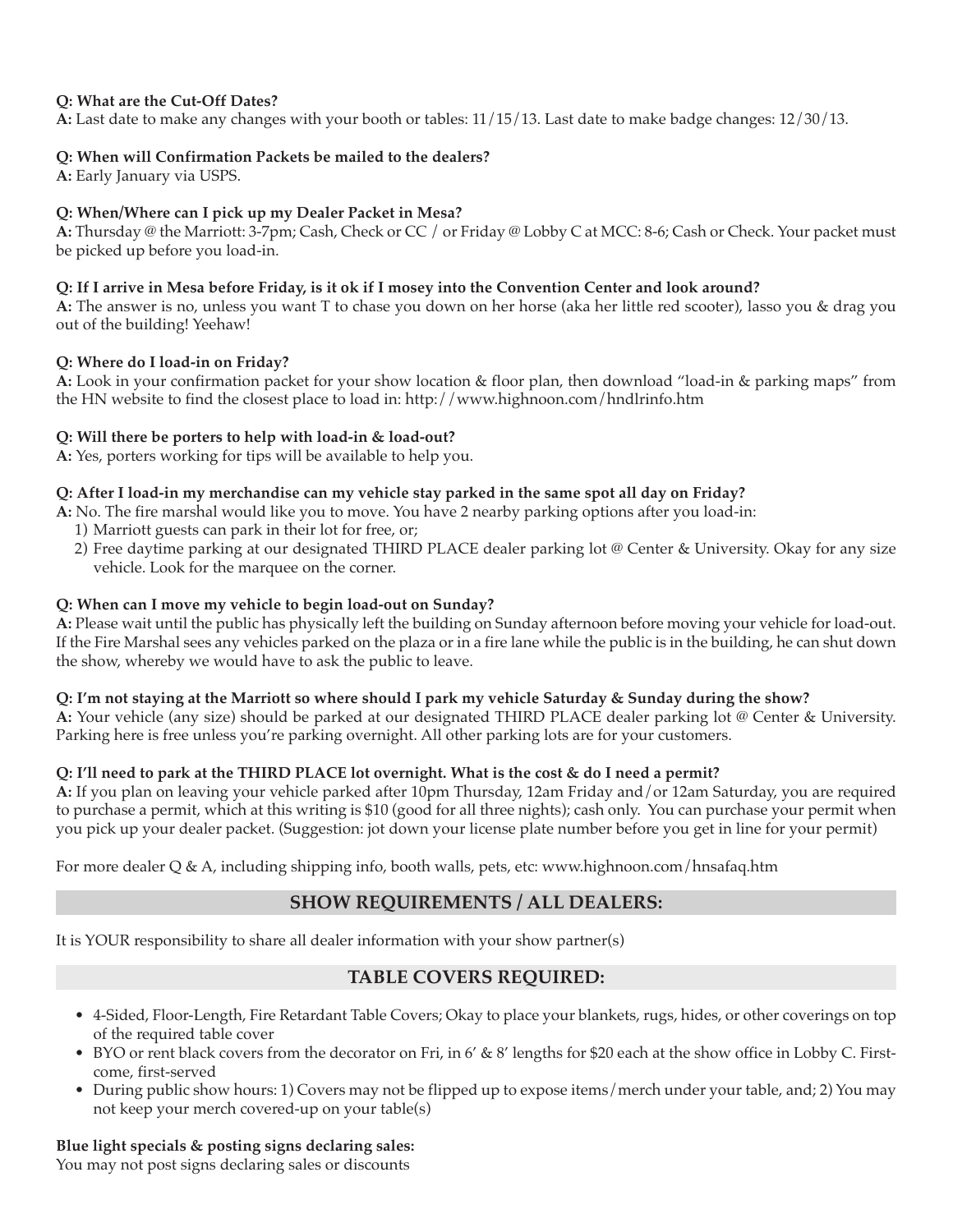**Q: What are the Cut-Off Dates?**
**A:** Last date to make any changes with your booth or tables: 11/15/13. Last date to make badge changes: 12/30/13.

**Q: When will Confirmation Packets be mailed to the dealers?**
**A:** Early January via USPS.

**Q: When/Where can I pick up my Dealer Packet in Mesa?**
**A:** Thursday @ the Marriott: 3-7pm; Cash, Check or CC / or Friday @ Lobby C at MCC: 8-6; Cash or Check. Your packet must be picked up before you load-in.

**Q: If I arrive in Mesa before Friday, is it ok if I mosey into the Convention Center and look around?**
**A:** The answer is no, unless you want T to chase you down on her horse (aka her little red scooter), lasso you & drag you out of the building! Yeehaw!

**Q: Where do I load-in on Friday?**
**A:** Look in your confirmation packet for your show location & floor plan, then download "load-in & parking maps" from the HN website to find the closest place to load in: http://www.highnoon.com/hndlrinfo.htm

**Q: Will there be porters to help with load-in & load-out?**
**A:** Yes, porters working for tips will be available to help you.

**Q: After I load-in my merchandise can my vehicle stay parked in the same spot all day on Friday?**
**A:** No. The fire marshal would like you to move. You have 2 nearby parking options after you load-in:

1) Marriott guests can park in their lot for free, or;
2) Free daytime parking at our designated THIRD PLACE dealer parking lot @ Center & University. Okay for any size vehicle. Look for the marquee on the corner.

**Q: When can I move my vehicle to begin load-out on Sunday?**
**A:** Please wait until the public has physically left the building on Sunday afternoon before moving your vehicle for load-out. If the Fire Marshal sees any vehicles parked on the plaza or in a fire lane while the public is in the building, he can shut down the show, whereby we would have to ask the public to leave.

**Q: I'm not staying at the Marriott so where should I park my vehicle Saturday & Sunday during the show?**
**A:** Your vehicle (any size) should be parked at our designated THIRD PLACE dealer parking lot @ Center & University. Parking here is free unless you're parking overnight. All other parking lots are for your customers.

**Q: I'll need to park at the THIRD PLACE lot overnight. What is the cost & do I need a permit?**
**A:** If you plan on leaving your vehicle parked after 10pm Thursday, 12am Friday and/or 12am Saturday, you are required to purchase a permit, which at this writing is $10 (good for all three nights); cash only. You can purchase your permit when you pick up your dealer packet. (Suggestion: jot down your license plate number before you get in line for your permit)

For more dealer Q & A, including shipping info, booth walls, pets, etc: www.highnoon.com/hnsafaq.htm

## SHOW REQUIREMENTS / ALL DEALERS:

It is YOUR responsibility to share all dealer information with your show partner(s)

## TABLE COVERS REQUIRED:

- 4-Sided, Floor-Length, Fire Retardant Table Covers; Okay to place your blankets, rugs, hides, or other coverings on top of the required table cover
- BYO or rent black covers from the decorator on Fri, in 6' & 8' lengths for $20 each at the show office in Lobby C. First-come, first-served
- During public show hours: 1) Covers may not be flipped up to expose items/merch under your table, and; 2) You may not keep your merch covered-up on your table(s)

**Blue light specials & posting signs declaring sales:**
You may not post signs declaring sales or discounts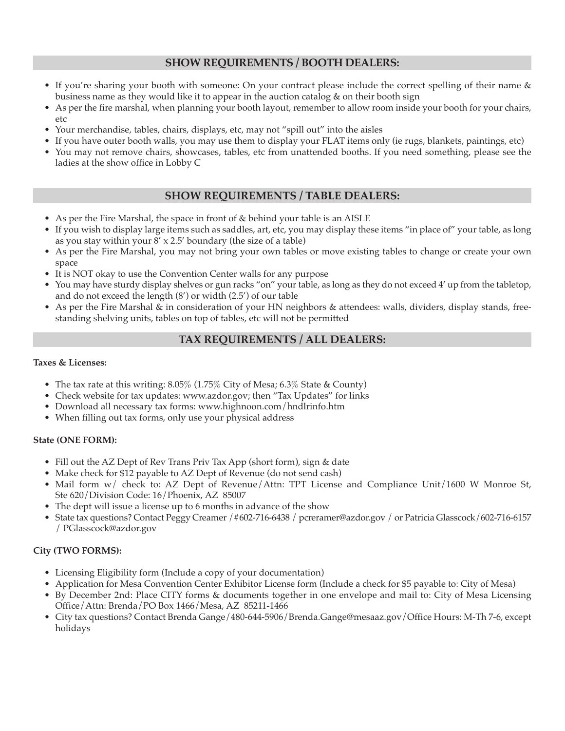## SHOW REQUIREMENTS / BOOTH DEALERS:

- If you're sharing your booth with someone: On your contract please include the correct spelling of their name & business name as they would like it to appear in the auction catalog & on their booth sign
- As per the fire marshal, when planning your booth layout, remember to allow room inside your booth for your chairs, etc
- Your merchandise, tables, chairs, displays, etc, may not "spill out" into the aisles
- If you have outer booth walls, you may use them to display your FLAT items only (ie rugs, blankets, paintings, etc)
- You may not remove chairs, showcases, tables, etc from unattended booths. If you need something, please see the ladies at the show office in Lobby C

## SHOW REQUIREMENTS / TABLE DEALERS:

- As per the Fire Marshal, the space in front of & behind your table is an AISLE
- If you wish to display large items such as saddles, art, etc, you may display these items "in place of" your table, as long as you stay within your 8' x 2.5' boundary (the size of a table)
- As per the Fire Marshal, you may not bring your own tables or move existing tables to change or create your own space
- It is NOT okay to use the Convention Center walls for any purpose
- You may have sturdy display shelves or gun racks "on" your table, as long as they do not exceed 4' up from the tabletop, and do not exceed the length (8') or width (2.5') of our table
- As per the Fire Marshal & in consideration of your HN neighbors & attendees: walls, dividers, display stands, free-standing shelving units, tables on top of tables, etc will not be permitted

## TAX REQUIREMENTS / ALL DEALERS:

**Taxes & Licenses:**

- The tax rate at this writing: 8.05% (1.75% City of Mesa; 6.3% State & County)
- Check website for tax updates: www.azdor.gov; then "Tax Updates" for links
- Download all necessary tax forms: www.highnoon.com/hndlrinfo.htm
- When filling out tax forms, only use your physical address

**State (ONE FORM):**

- Fill out the AZ Dept of Rev Trans Priv Tax App (short form), sign & date
- Make check for $12 payable to AZ Dept of Revenue (do not send cash)
- Mail form w/ check to: AZ Dept of Revenue/Attn: TPT License and Compliance Unit/1600 W Monroe St, Ste 620/Division Code: 16/Phoenix, AZ 85007
- The dept will issue a license up to 6 months in advance of the show
- State tax questions? Contact Peggy Creamer /#602-716-6438 / pcreramer@azdor.gov / or Patricia Glasscock/602-716-6157 / PGlasscock@azdor.gov

**City (TWO FORMS):**

- Licensing Eligibility form (Include a copy of your documentation)
- Application for Mesa Convention Center Exhibitor License form (Include a check for $5 payable to: City of Mesa)
- By December 2nd: Place CITY forms & documents together in one envelope and mail to: City of Mesa Licensing Office/Attn: Brenda/PO Box 1466/Mesa, AZ 85211-1466
- City tax questions? Contact Brenda Gange/480-644-5906/Brenda.Gange@mesaaz.gov/Office Hours: M-Th 7-6, except holidays